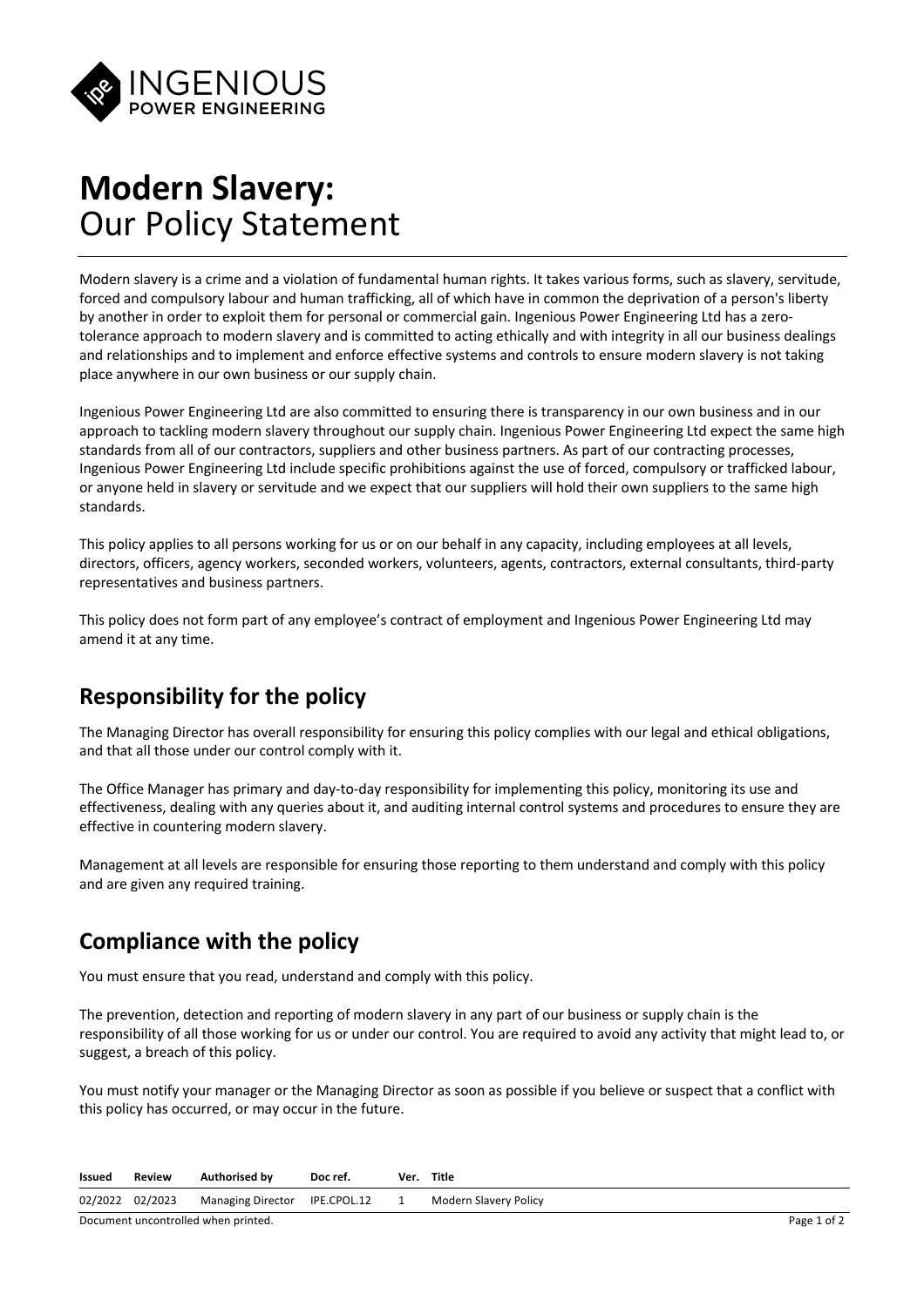# Modern Slavery:
Our Policy Statement

Modern slavery is a crime and a violation of fundamental human rights. It takes various forms, such as slavery, servitude, forced and compulsory labour and human trafficking, all of which have in common the deprivation of a person's liberty by another in order to exploit them for personal or commercial gain. Ingenious Power Engineering Ltd has a zero-tolerance approach to modern slavery and is committed to acting ethically and with integrity in all our business dealings and relationships and to implement and enforce effective systems and controls to ensure modern slavery is not taking place anywhere in our own business or our supply chain.

Ingenious Power Engineering Ltd are also committed to ensuring there is transparency in our own business and in our approach to tackling modern slavery throughout our supply chain. Ingenious Power Engineering Ltd expect the same high standards from all of our contractors, suppliers and other business partners. As part of our contracting processes, Ingenious Power Engineering Ltd include specific prohibitions against the use of forced, compulsory or trafficked labour, or anyone held in slavery or servitude and we expect that our suppliers will hold their own suppliers to the same high standards.

This policy applies to all persons working for us or on our behalf in any capacity, including employees at all levels, directors, officers, agency workers, seconded workers, volunteers, agents, contractors, external consultants, third-party representatives and business partners.

This policy does not form part of any employee's contract of employment and Ingenious Power Engineering Ltd may amend it at any time.

## Responsibility for the policy

The Managing Director has overall responsibility for ensuring this policy complies with our legal and ethical obligations, and that all those under our control comply with it.

The Office Manager has primary and day-to-day responsibility for implementing this policy, monitoring its use and effectiveness, dealing with any queries about it, and auditing internal control systems and procedures to ensure they are effective in countering modern slavery.

Management at all levels are responsible for ensuring those reporting to them understand and comply with this policy and are given any required training.

## Compliance with the policy

You must ensure that you read, understand and comply with this policy.

The prevention, detection and reporting of modern slavery in any part of our business or supply chain is the responsibility of all those working for us or under our control. You are required to avoid any activity that might lead to, or suggest, a breach of this policy.

You must notify your manager or the Managing Director as soon as possible if you believe or suspect that a conflict with this policy has occurred, or may occur in the future.

| Issued | Review | Authorised by | Doc ref. | Ver. | Title |
|---|---|---|---|---|---|
| 02/2022 | 02/2023 | Managing Director | IPE.CPOL.12 | 1 | Modern Slavery Policy |

Document uncontrolled when printed.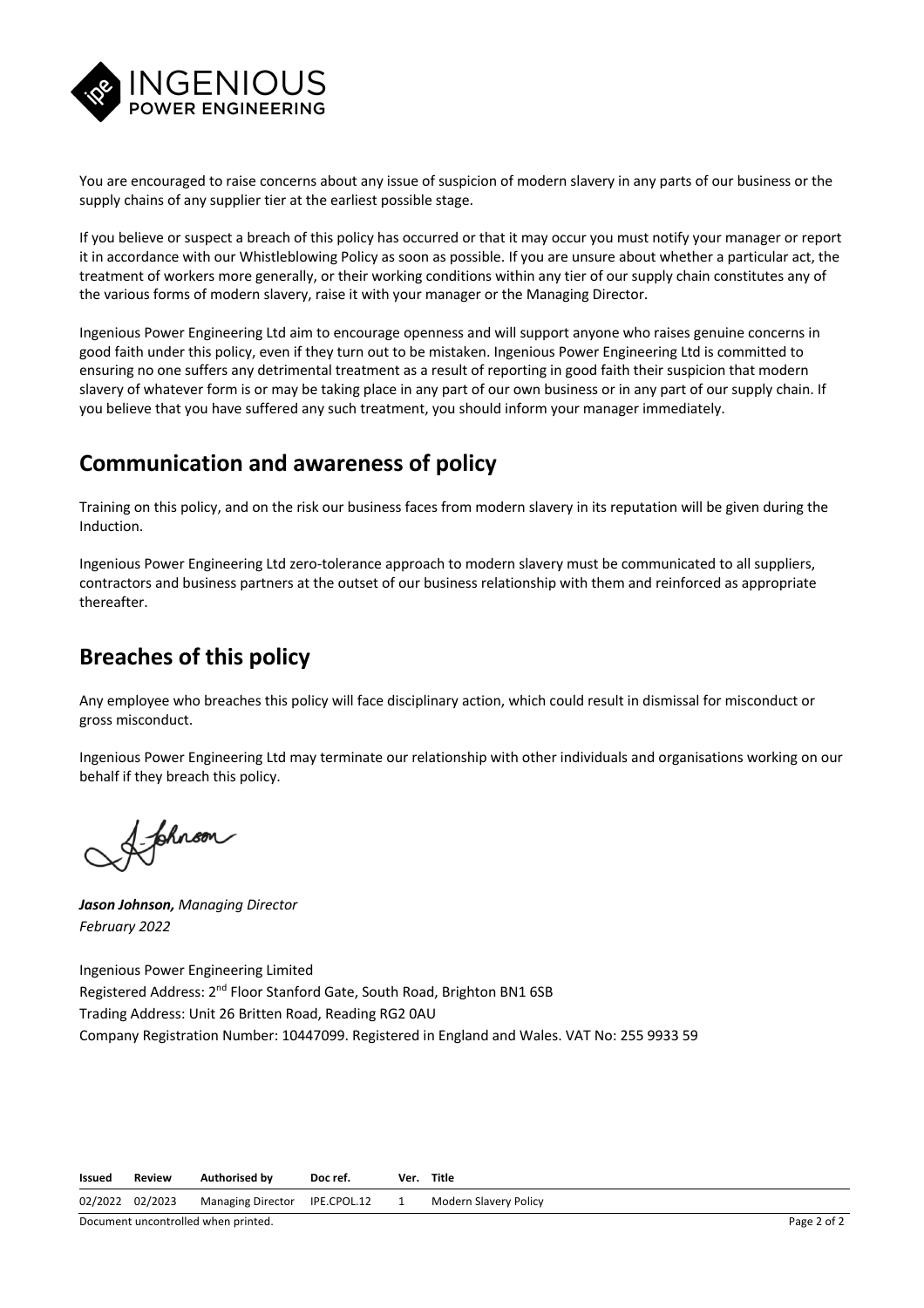You are encouraged to raise concerns about any issue of suspicion of modern slavery in any parts of our business or the supply chains of any supplier tier at the earliest possible stage.

If you believe or suspect a breach of this policy has occurred or that it may occur you must notify your manager or report it in accordance with our Whistleblowing Policy as soon as possible. If you are unsure about whether a particular act, the treatment of workers more generally, or their working conditions within any tier of our supply chain constitutes any of the various forms of modern slavery, raise it with your manager or the Managing Director.

Ingenious Power Engineering Ltd aim to encourage openness and will support anyone who raises genuine concerns in good faith under this policy, even if they turn out to be mistaken. Ingenious Power Engineering Ltd is committed to ensuring no one suffers any detrimental treatment as a result of reporting in good faith their suspicion that modern slavery of whatever form is or may be taking place in any part of our own business or in any part of our supply chain. If you believe that you have suffered any such treatment, you should inform your manager immediately.

## Communication and awareness of policy

Training on this policy, and on the risk our business faces from modern slavery in its reputation will be given during the Induction.

Ingenious Power Engineering Ltd zero-tolerance approach to modern slavery must be communicated to all suppliers, contractors and business partners at the outset of our business relationship with them and reinforced as appropriate thereafter.

## Breaches of this policy

Any employee who breaches this policy will face disciplinary action, which could result in dismissal for misconduct or gross misconduct.

Ingenious Power Engineering Ltd may terminate our relationship with other individuals and organisations working on our behalf if they breach this policy.

***Jason Johnson,*** *Managing Director*
*February 2022*

Ingenious Power Engineering Limited
Registered Address: 2nd Floor Stanford Gate, South Road, Brighton BN1 6SB
Trading Address: Unit 26 Britten Road, Reading RG2 0AU
Company Registration Number: 10447099. Registered in England and Wales. VAT No: 255 9933 59

| Issued | Review | Authorised by | Doc ref. | Ver. | Title |
|---|---|---|---|---|---|
| 02/2022 | 02/2023 | Managing Director | IPE.CPOL.12 | 1 | Modern Slavery Policy |

Document uncontrolled when printed.